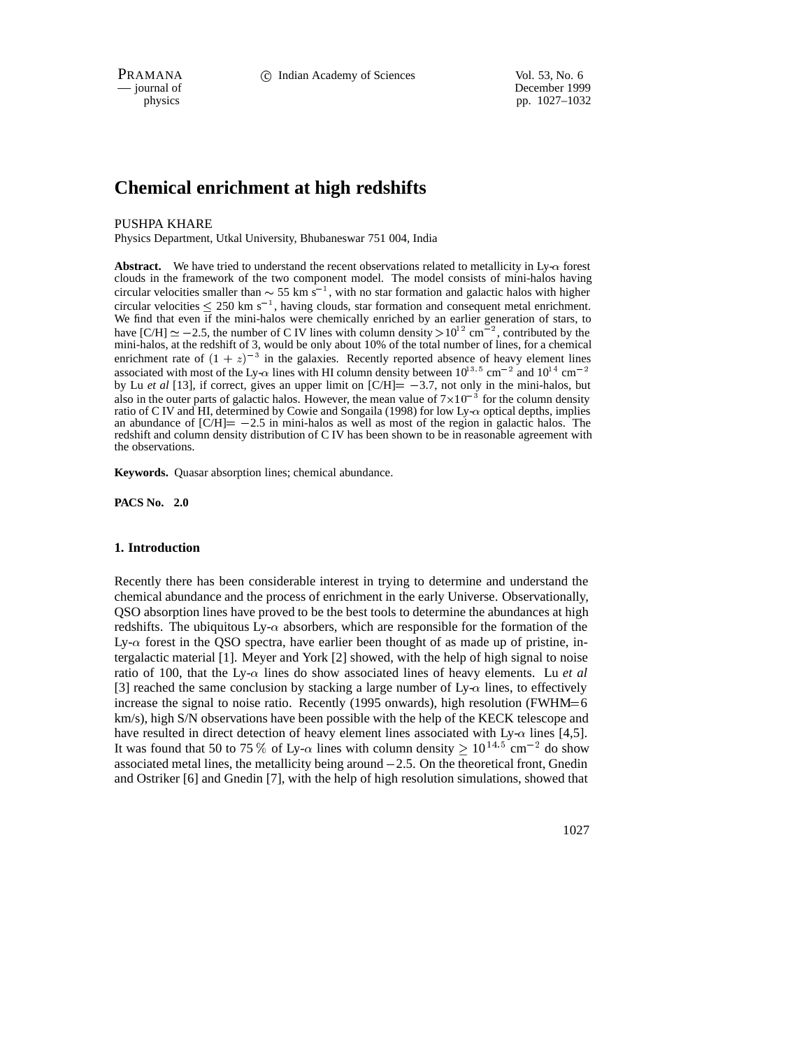# Chemical enrichment at high redshifts

PUSHPA KHARE

Physics Department, Utkal University, Bhubaneswar 751 004, India

**Abstract.** We have tried to understand the recent observations related to metallicity in Ly-$\alpha$ forest clouds in the framework of the two component model. The model consists of mini-halos having circular velocities smaller than $\sim$ 55 km s$^{-1}$, with no star formation and galactic halos with higher circular velocities $\leq$ 250 km s$^{-1}$, having clouds, star formation and consequent metal enrichment. We find that even if the mini-halos were chemically enriched by an earlier generation of stars, to have [C/H] $\simeq -2.5$, the number of C IV lines with column density $>10^{12}$ cm$^{-2}$, contributed by the mini-halos, at the redshift of 3, would be only about 10% of the total number of lines, for a chemical enrichment rate of $(1+z)^{-3}$ in the galaxies. Recently reported absence of heavy element lines associated with most of the Ly-$\alpha$ lines with HI column density between $10^{13.5}$ cm$^{-2}$ and $10^{14}$ cm$^{-2}$ by Lu *et al* [13], if correct, gives an upper limit on [C/H]$= -3.7$, not only in the mini-halos, but also in the outer parts of galactic halos. However, the mean value of $7\times10^{-3}$ for the column density ratio of C IV and HI, determined by Cowie and Songaila (1998) for low Ly-$\alpha$ optical depths, implies an abundance of [C/H]$= -2.5$ in mini-halos as well as most of the region in galactic halos. The redshift and column density distribution of C IV has been shown to be in reasonable agreement with the observations.

**Keywords.** Quasar absorption lines; chemical abundance.

**PACS No.** 2.0

## 1. Introduction

Recently there has been considerable interest in trying to determine and understand the chemical abundance and the process of enrichment in the early Universe. Observationally, QSO absorption lines have proved to be the best tools to determine the abundances at high redshifts. The ubiquitous Ly-$\alpha$ absorbers, which are responsible for the formation of the Ly-$\alpha$ forest in the QSO spectra, have earlier been thought of as made up of pristine, intergalactic material [1]. Meyer and York [2] showed, with the help of high signal to noise ratio of 100, that the Ly-$\alpha$ lines do show associated lines of heavy elements. Lu *et al* [3] reached the same conclusion by stacking a large number of Ly-$\alpha$ lines, to effectively increase the signal to noise ratio. Recently (1995 onwards), high resolution (FWHM=6 km/s), high S/N observations have been possible with the help of the KECK telescope and have resulted in direct detection of heavy element lines associated with Ly-$\alpha$ lines [4,5]. It was found that 50 to 75 % of Ly-$\alpha$ lines with column density $\geq 10^{14.5}$ cm$^{-2}$ do show associated metal lines, the metallicity being around $-2.5$. On the theoretical front, Gnedin and Ostriker [6] and Gnedin [7], with the help of high resolution simulations, showed that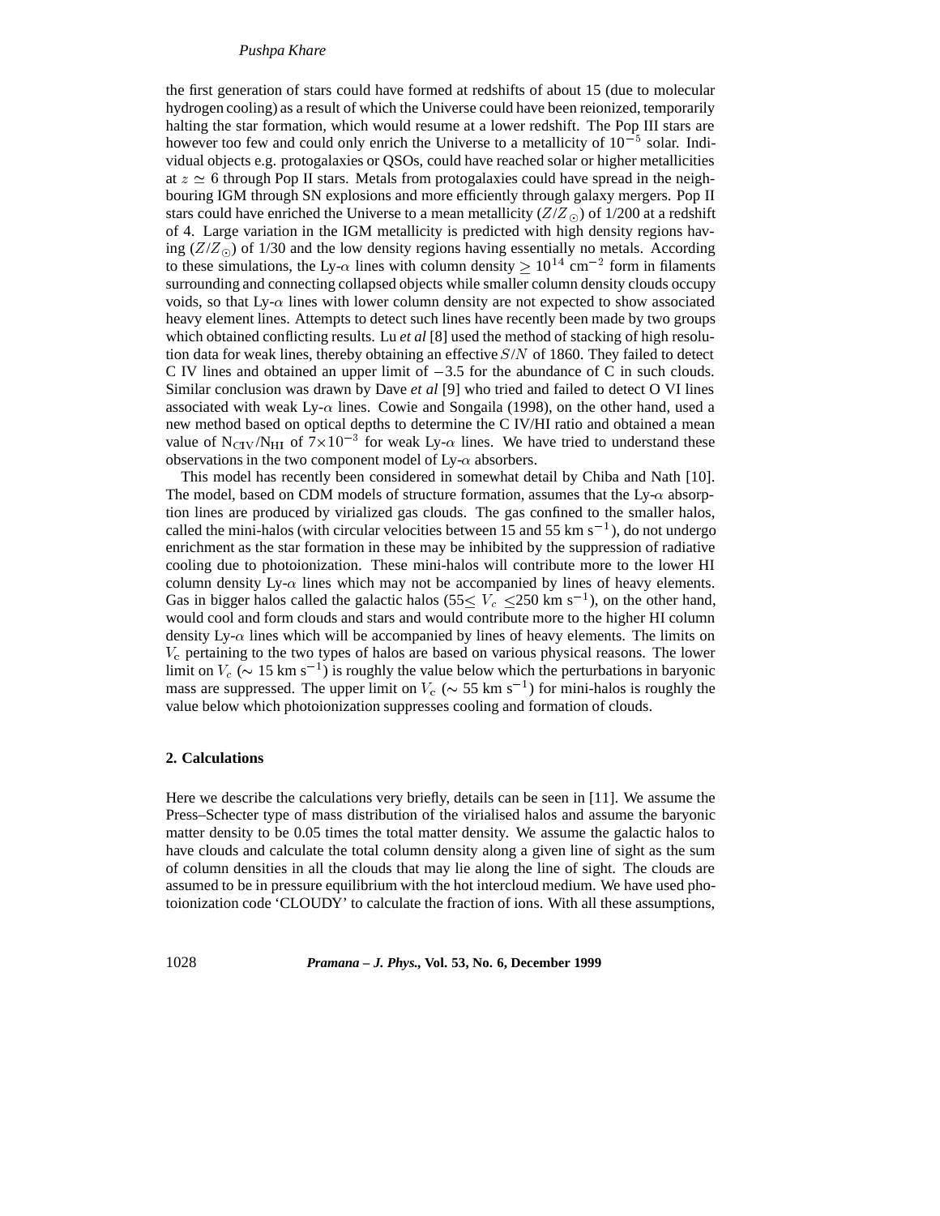the first generation of stars could have formed at redshifts of about 15 (due to molecular hydrogen cooling) as a result of which the Universe could have been reionized, temporarily halting the star formation, which would resume at a lower redshift. The Pop III stars are however too few and could only enrich the Universe to a metallicity of $10^{-5}$ solar. Individual objects e.g. protogalaxies or QSOs, could have reached solar or higher metallicities at $z \simeq 6$ through Pop II stars. Metals from protogalaxies could have spread in the neighbouring IGM through SN explosions and more efficiently through galaxy mergers. Pop II stars could have enriched the Universe to a mean metallicity ($Z/Z_\odot$) of 1/200 at a redshift of 4. Large variation in the IGM metallicity is predicted with high density regions having ($Z/Z_\odot$) of 1/30 and the low density regions having essentially no metals. According to these simulations, the Ly-$\alpha$ lines with column density $\geq 10^{14}$ cm$^{-2}$ form in filaments surrounding and connecting collapsed objects while smaller column density clouds occupy voids, so that Ly-$\alpha$ lines with lower column density are not expected to show associated heavy element lines. Attempts to detect such lines have recently been made by two groups which obtained conflicting results. Lu *et al* [8] used the method of stacking of high resolution data for weak lines, thereby obtaining an effective $S/N$ of 1860. They failed to detect C IV lines and obtained an upper limit of $-3.5$ for the abundance of C in such clouds. Similar conclusion was drawn by Dave *et al* [9] who tried and failed to detect O VI lines associated with weak Ly-$\alpha$ lines. Cowie and Songaila (1998), on the other hand, used a new method based on optical depths to determine the C IV/HI ratio and obtained a mean value of $N_{CIV}/N_{HI}$ of $7\times10^{-3}$ for weak Ly-$\alpha$ lines. We have tried to understand these observations in the two component model of Ly-$\alpha$ absorbers.

This model has recently been considered in somewhat detail by Chiba and Nath [10]. The model, based on CDM models of structure formation, assumes that the Ly-$\alpha$ absorption lines are produced by virialized gas clouds. The gas confined to the smaller halos, called the mini-halos (with circular velocities between 15 and 55 km s$^{-1}$), do not undergo enrichment as the star formation in these may be inhibited by the suppression of radiative cooling due to photoionization. These mini-halos will contribute more to the lower HI column density Ly-$\alpha$ lines which may not be accompanied by lines of heavy elements. Gas in bigger halos called the galactic halos ($55 \leq V_c \leq 250$ km s$^{-1}$), on the other hand, would cool and form clouds and stars and would contribute more to the higher HI column density Ly-$\alpha$ lines which will be accompanied by lines of heavy elements. The limits on $V_c$ pertaining to the two types of halos are based on various physical reasons. The lower limit on $V_c$ ($\sim 15$ km s$^{-1}$) is roughly the value below which the perturbations in baryonic mass are suppressed. The upper limit on $V_c$ ($\sim 55$ km s$^{-1}$) for mini-halos is roughly the value below which photoionization suppresses cooling and formation of clouds.

## 2. Calculations

Here we describe the calculations very briefly, details can be seen in [11]. We assume the Press–Schecter type of mass distribution of the virialised halos and assume the baryonic matter density to be 0.05 times the total matter density. We assume the galactic halos to have clouds and calculate the total column density along a given line of sight as the sum of column densities in all the clouds that may lie along the line of sight. The clouds are assumed to be in pressure equilibrium with the hot intercloud medium. We have used photoionization code 'CLOUDY' to calculate the fraction of ions. With all these assumptions,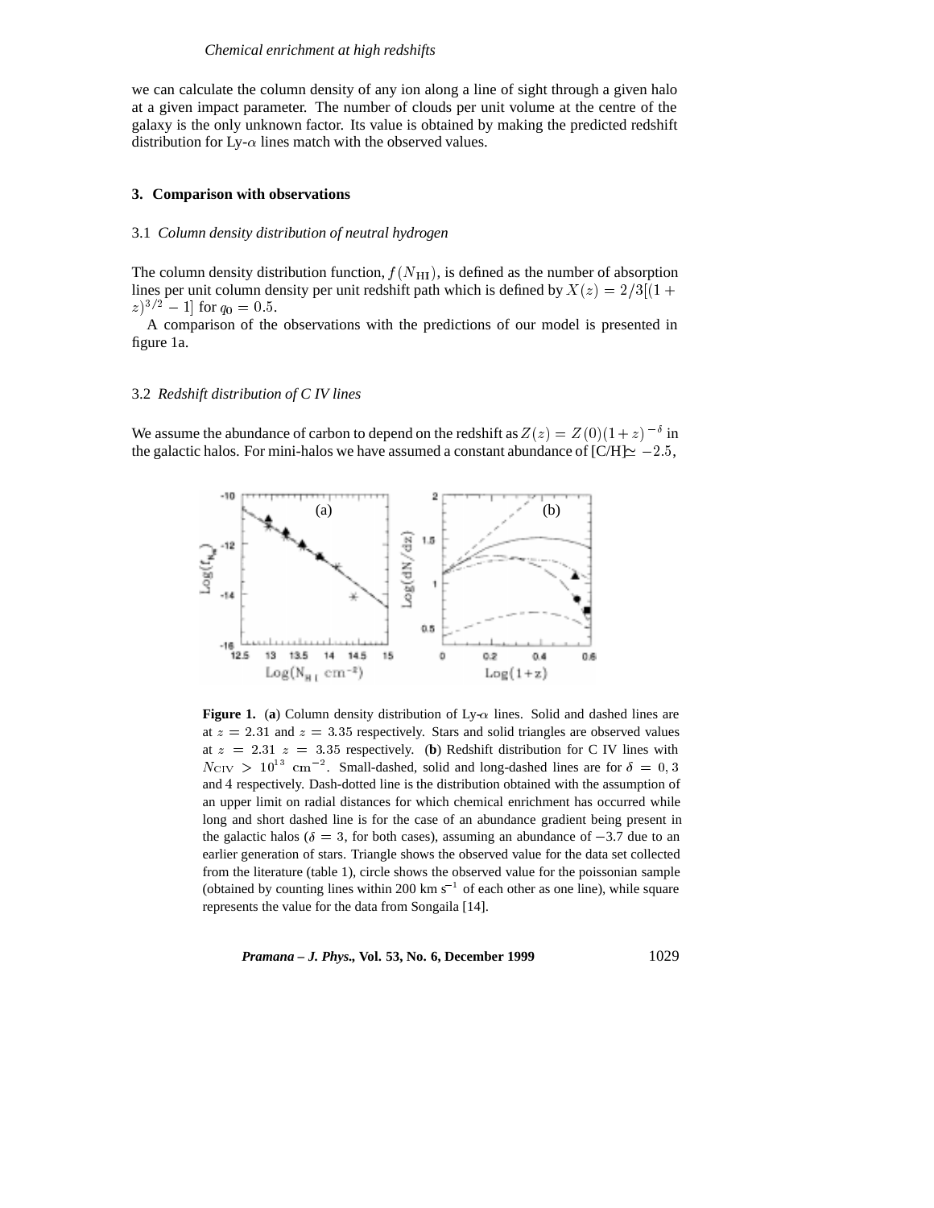we can calculate the column density of any ion along a line of sight through a given halo at a given impact parameter. The number of clouds per unit volume at the centre of the galaxy is the only unknown factor. Its value is obtained by making the predicted redshift distribution for Ly-$\alpha$ lines match with the observed values.

## 3. Comparison with observations

### 3.1 *Column density distribution of neutral hydrogen*

The column density distribution function, $f(N_{\rm HI})$, is defined as the number of absorption lines per unit column density per unit redshift path which is defined by $X(z) = 2/3[(1+z)^{3/2} - 1]$ for $q_0 = 0.5$.

A comparison of the observations with the predictions of our model is presented in figure 1a.

### 3.2 *Redshift distribution of C IV lines*

We assume the abundance of carbon to depend on the redshift as $Z(z) = Z(0)(1+z)^{-\delta}$ in the galactic halos. For mini-halos we have assumed a constant abundance of [C/H]$\simeq -2.5$,

**Figure 1.** (**a**) Column density distribution of Ly-$\alpha$ lines. Solid and dashed lines are at $z = 2.31$ and $z = 3.35$ respectively. Stars and solid triangles are observed values at $z = 2.31$ $z = 3.35$ respectively. (**b**) Redshift distribution for C IV lines with $N_{\rm CIV} > 10^{13}$ cm$^{-2}$. Small-dashed, solid and long-dashed lines are for $\delta = 0, 3$ and 4 respectively. Dash-dotted line is the distribution obtained with the assumption of an upper limit on radial distances for which chemical enrichment has occurred while long and short dashed line is for the case of an abundance gradient being present in the galactic halos ($\delta = 3$, for both cases), assuming an abundance of $-3.7$ due to an earlier generation of stars. Triangle shows the observed value for the data set collected from the literature (table 1), circle shows the observed value for the poissonian sample (obtained by counting lines within 200 km s$^{-1}$ of each other as one line), while square represents the value for the data from Songaila [14].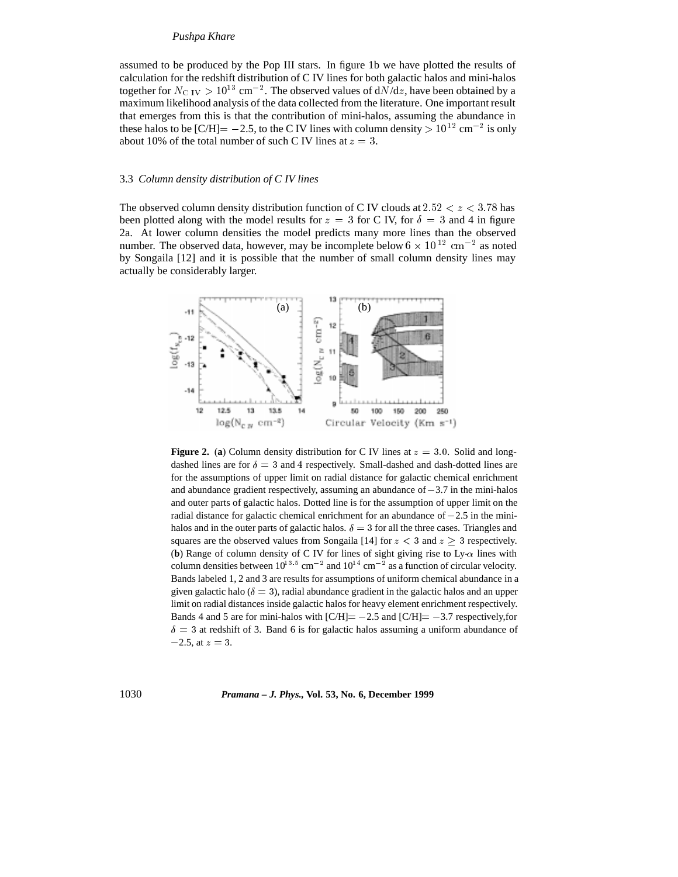assumed to be produced by the Pop III stars. In figure 1b we have plotted the results of calculation for the redshift distribution of C IV lines for both galactic halos and mini-halos together for $N_{\rm C\,IV} > 10^{13}$ cm$^{-2}$. The observed values of d$N$/d$z$, have been obtained by a maximum likelihood analysis of the data collected from the literature. One important result that emerges from this is that the contribution of mini-halos, assuming the abundance in these halos to be [C/H]$= -2.5$, to the C IV lines with column density $> 10^{12}$ cm$^{-2}$ is only about 10% of the total number of such C IV lines at $z = 3$.

### 3.3 *Column density distribution of C IV lines*

The observed column density distribution function of C IV clouds at $2.52 < z < 3.78$ has been plotted along with the model results for $z = 3$ for C IV, for $\delta = 3$ and 4 in figure 2a. At lower column densities the model predicts many more lines than the observed number. The observed data, however, may be incomplete below $6 \times 10^{12}$ cm$^{-2}$ as noted by Songaila [12] and it is possible that the number of small column density lines may actually be considerably larger.

**Figure 2.** (**a**) Column density distribution for C IV lines at $z = 3.0$. Solid and long-dashed lines are for $\delta = 3$ and 4 respectively. Small-dashed and dash-dotted lines are for the assumptions of upper limit on radial distance for galactic chemical enrichment and abundance gradient respectively, assuming an abundance of $-3.7$ in the mini-halos and outer parts of galactic halos. Dotted line is for the assumption of upper limit on the radial distance for galactic chemical enrichment for an abundance of $-2.5$ in the mini-halos and in the outer parts of galactic halos. $\delta = 3$ for all the three cases. Triangles and squares are the observed values from Songaila [14] for $z < 3$ and $z \geq 3$ respectively. (**b**) Range of column density of C IV for lines of sight giving rise to Ly-$\alpha$ lines with column densities between $10^{13.5}$ cm$^{-2}$ and $10^{14}$ cm$^{-2}$ as a function of circular velocity. Bands labeled 1, 2 and 3 are results for assumptions of uniform chemical abundance in a given galactic halo ($\delta = 3$), radial abundance gradient in the galactic halos and an upper limit on radial distances inside galactic halos for heavy element enrichment respectively. Bands 4 and 5 are for mini-halos with [C/H]$= -2.5$ and [C/H]$= -3.7$ respectively, for $\delta = 3$ at redshift of 3. Band 6 is for galactic halos assuming a uniform abundance of $-2.5$, at $z = 3$.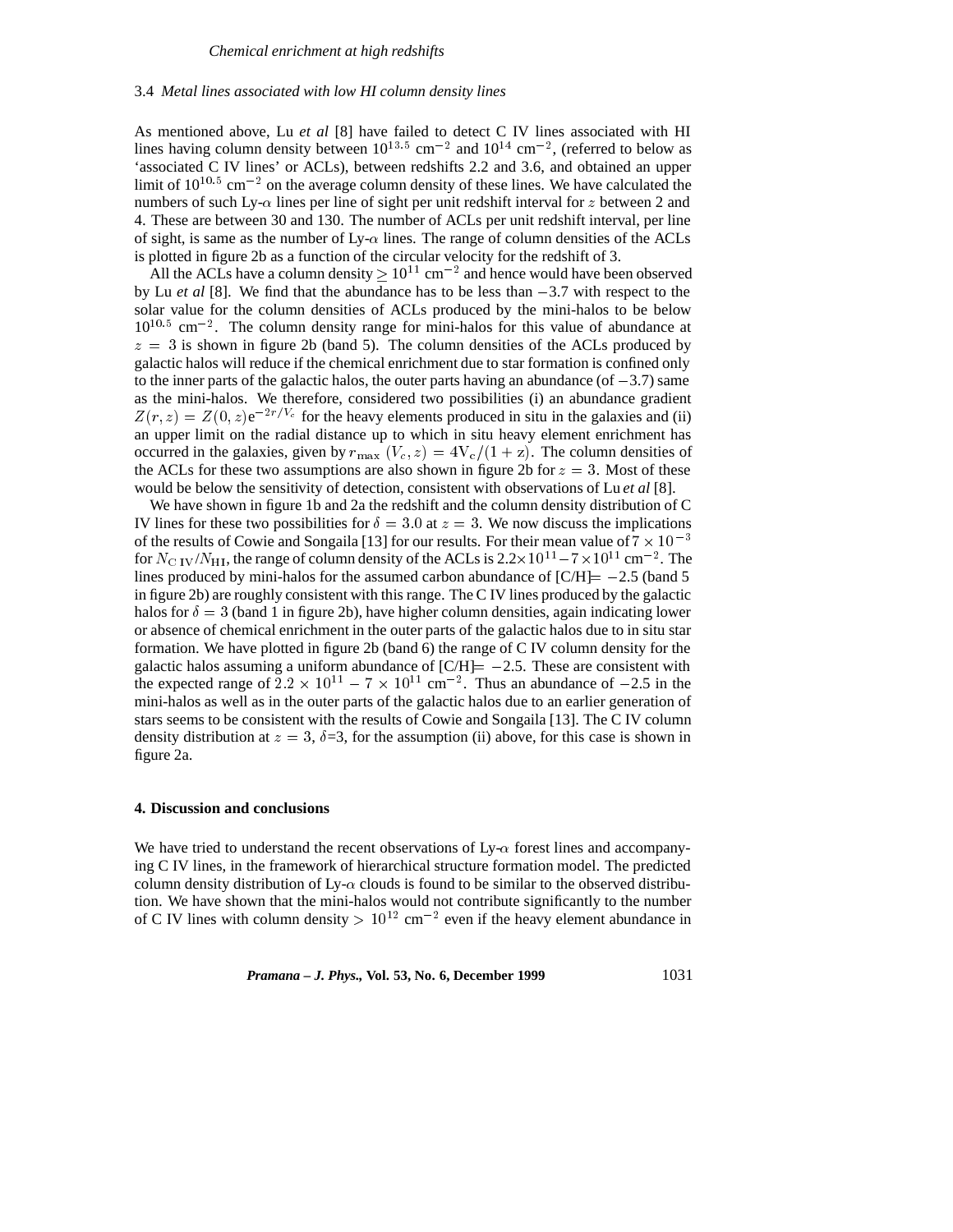### 3.4 *Metal lines associated with low HI column density lines*

As mentioned above, Lu *et al* [8] have failed to detect C IV lines associated with HI lines having column density between $10^{13.5}$ cm$^{-2}$ and $10^{14}$ cm$^{-2}$, (referred to below as 'associated C IV lines' or ACLs), between redshifts 2.2 and 3.6, and obtained an upper limit of $10^{10.5}$ cm$^{-2}$ on the average column density of these lines. We have calculated the numbers of such Ly-$\alpha$ lines per line of sight per unit redshift interval for $z$ between 2 and 4. These are between 30 and 130. The number of ACLs per unit redshift interval, per line of sight, is same as the number of Ly-$\alpha$ lines. The range of column densities of the ACLs is plotted in figure 2b as a function of the circular velocity for the redshift of 3.

All the ACLs have a column density $\geq 10^{11}$ cm$^{-2}$ and hence would have been observed by Lu *et al* [8]. We find that the abundance has to be less than $-3.7$ with respect to the solar value for the column densities of ACLs produced by the mini-halos to be below $10^{10.5}$ cm$^{-2}$. The column density range for mini-halos for this value of abundance at $z = 3$ is shown in figure 2b (band 5). The column densities of the ACLs produced by galactic halos will reduce if the chemical enrichment due to star formation is confined only to the inner parts of the galactic halos, the outer parts having an abundance (of $-3.7$) same as the mini-halos. We therefore, considered two possibilities (i) an abundance gradient $Z(r,z) = Z(0,z)\mathrm{e}^{-2r/V_c}$ for the heavy elements produced in situ in the galaxies and (ii) an upper limit on the radial distance up to which in situ heavy element enrichment has occurred in the galaxies, given by $r_{\max}\,(V_c, z) = 4\mathrm{V_c}/(1+\mathrm{z})$. The column densities of the ACLs for these two assumptions are also shown in figure 2b for $z = 3$. Most of these would be below the sensitivity of detection, consistent with observations of Lu *et al* [8].

We have shown in figure 1b and 2a the redshift and the column density distribution of C IV lines for these two possibilities for $\delta = 3.0$ at $z = 3$. We now discuss the implications of the results of Cowie and Songaila [13] for our results. For their mean value of $7 \times 10^{-3}$ for $N_{\mathrm{C\,IV}}/N_{\mathrm{HI}}$, the range of column density of the ACLs is $2.2\times10^{11} - 7\times10^{11}$ cm$^{-2}$. The lines produced by mini-halos for the assumed carbon abundance of [C/H]$= -2.5$ (band 5 in figure 2b) are roughly consistent with this range. The C IV lines produced by the galactic halos for $\delta = 3$ (band 1 in figure 2b), have higher column densities, again indicating lower or absence of chemical enrichment in the outer parts of the galactic halos due to in situ star formation. We have plotted in figure 2b (band 6) the range of C IV column density for the galactic halos assuming a uniform abundance of [C/H]$= -2.5$. These are consistent with the expected range of $2.2 \times 10^{11} - 7 \times 10^{11}$ cm$^{-2}$. Thus an abundance of $-2.5$ in the mini-halos as well as in the outer parts of the galactic halos due to an earlier generation of stars seems to be consistent with the results of Cowie and Songaila [13]. The C IV column density distribution at $z = 3$, $\delta$=3, for the assumption (ii) above, for this case is shown in figure 2a.

## 4. Discussion and conclusions

We have tried to understand the recent observations of Ly-$\alpha$ forest lines and accompanying C IV lines, in the framework of hierarchical structure formation model. The predicted column density distribution of Ly-$\alpha$ clouds is found to be similar to the observed distribution. We have shown that the mini-halos would not contribute significantly to the number of C IV lines with column density $> 10^{12}$ cm$^{-2}$ even if the heavy element abundance in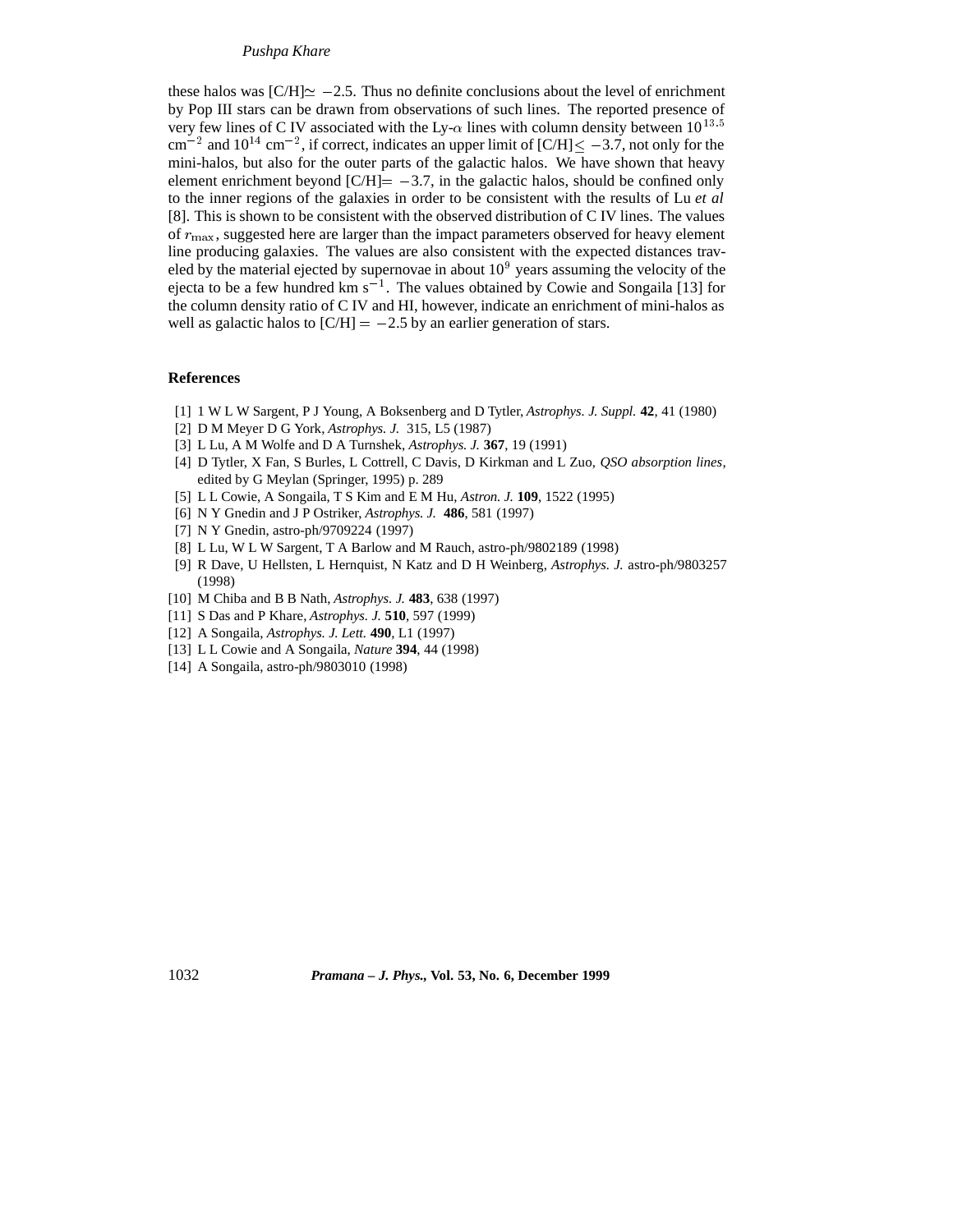these halos was [C/H]$\simeq -2.5$. Thus no definite conclusions about the level of enrichment by Pop III stars can be drawn from observations of such lines. The reported presence of very few lines of C IV associated with the Ly-$\alpha$ lines with column density between $10^{13.5}$ cm$^{-2}$ and $10^{14}$ cm$^{-2}$, if correct, indicates an upper limit of [C/H]$\leq -3.7$, not only for the mini-halos, but also for the outer parts of the galactic halos. We have shown that heavy element enrichment beyond [C/H]$= -3.7$, in the galactic halos, should be confined only to the inner regions of the galaxies in order to be consistent with the results of Lu *et al* [8]. This is shown to be consistent with the observed distribution of C IV lines. The values of $r_{\max}$, suggested here are larger than the impact parameters observed for heavy element line producing galaxies. The values are also consistent with the expected distances traveled by the material ejected by supernovae in about $10^{9}$ years assuming the velocity of the ejecta to be a few hundred km s$^{-1}$. The values obtained by Cowie and Songaila [13] for the column density ratio of C IV and HI, however, indicate an enrichment of mini-halos as well as galactic halos to [C/H] $= -2.5$ by an earlier generation of stars.

## References

[1] 1 W L W Sargent, P J Young, A Boksenberg and D Tytler, *Astrophys. J. Suppl.* **42**, 41 (1980)
[2] D M Meyer D G York, *Astrophys. J.* 315, L5 (1987)
[3] L Lu, A M Wolfe and D A Turnshek, *Astrophys. J.* **367**, 19 (1991)
[4] D Tytler, X Fan, S Burles, L Cottrell, C Davis, D Kirkman and L Zuo, *QSO absorption lines*, edited by G Meylan (Springer, 1995) p. 289
[5] L L Cowie, A Songaila, T S Kim and E M Hu, *Astron. J.* **109**, 1522 (1995)
[6] N Y Gnedin and J P Ostriker, *Astrophys. J.* **486**, 581 (1997)
[7] N Y Gnedin, astro-ph/9709224 (1997)
[8] L Lu, W L W Sargent, T A Barlow and M Rauch, astro-ph/9802189 (1998)
[9] R Dave, U Hellsten, L Hernquist, N Katz and D H Weinberg, *Astrophys. J.* astro-ph/9803257 (1998)
[10] M Chiba and B B Nath, *Astrophys. J.* **483**, 638 (1997)
[11] S Das and P Khare, *Astrophys. J.* **510**, 597 (1999)
[12] A Songaila, *Astrophys. J. Lett.* **490**, L1 (1997)
[13] L L Cowie and A Songaila, *Nature* **394**, 44 (1998)
[14] A Songaila, astro-ph/9803010 (1998)